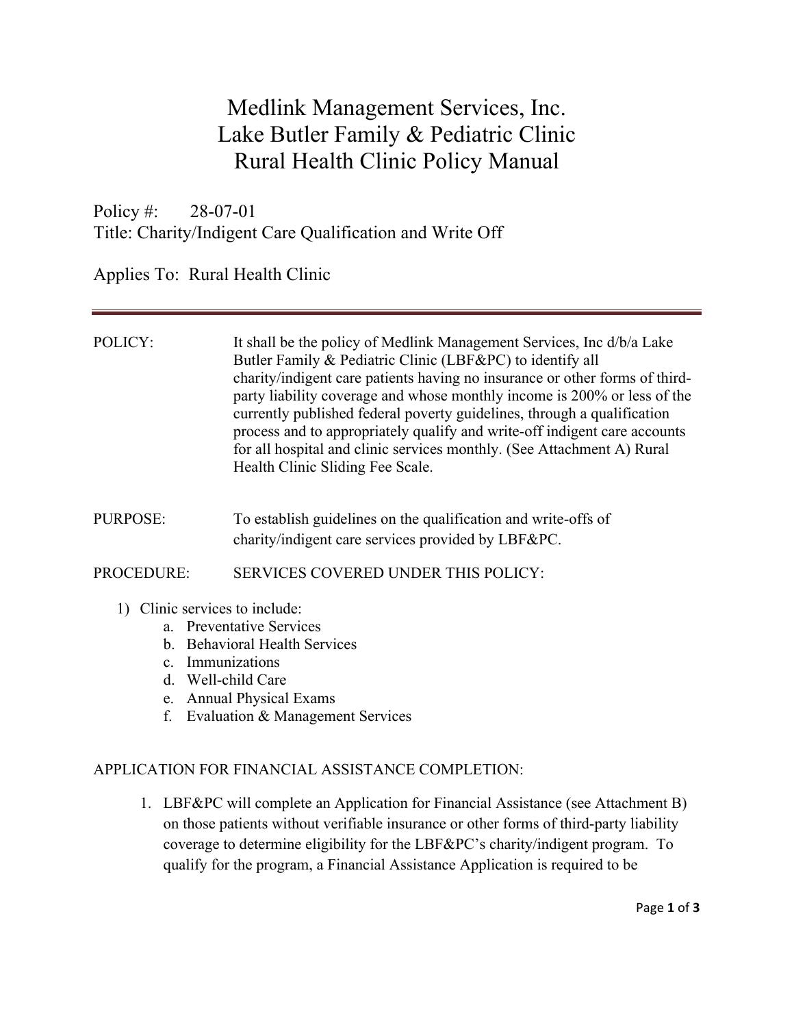# Medlink Management Services, Inc.
# Lake Butler Family & Pediatric Clinic
# Rural Health Clinic Policy Manual

Policy #: 28-07-01
Title: Charity/Indigent Care Qualification and Write Off

Applies To: Rural Health Clinic

---

POLICY: It shall be the policy of Medlink Management Services, Inc d/b/a Lake Butler Family & Pediatric Clinic (LBF&PC) to identify all charity/indigent care patients having no insurance or other forms of third-party liability coverage and whose monthly income is 200% or less of the currently published federal poverty guidelines, through a qualification process and to appropriately qualify and write-off indigent care accounts for all hospital and clinic services monthly. (See Attachment A) Rural Health Clinic Sliding Fee Scale.

PURPOSE: To establish guidelines on the qualification and write-offs of charity/indigent care services provided by LBF&PC.

PROCEDURE: SERVICES COVERED UNDER THIS POLICY:

1) Clinic services to include:
   a. Preventative Services
   b. Behavioral Health Services
   c. Immunizations
   d. Well-child Care
   e. Annual Physical Exams
   f. Evaluation & Management Services

APPLICATION FOR FINANCIAL ASSISTANCE COMPLETION:

1. LBF&PC will complete an Application for Financial Assistance (see Attachment B) on those patients without verifiable insurance or other forms of third-party liability coverage to determine eligibility for the LBF&PC's charity/indigent program. To qualify for the program, a Financial Assistance Application is required to be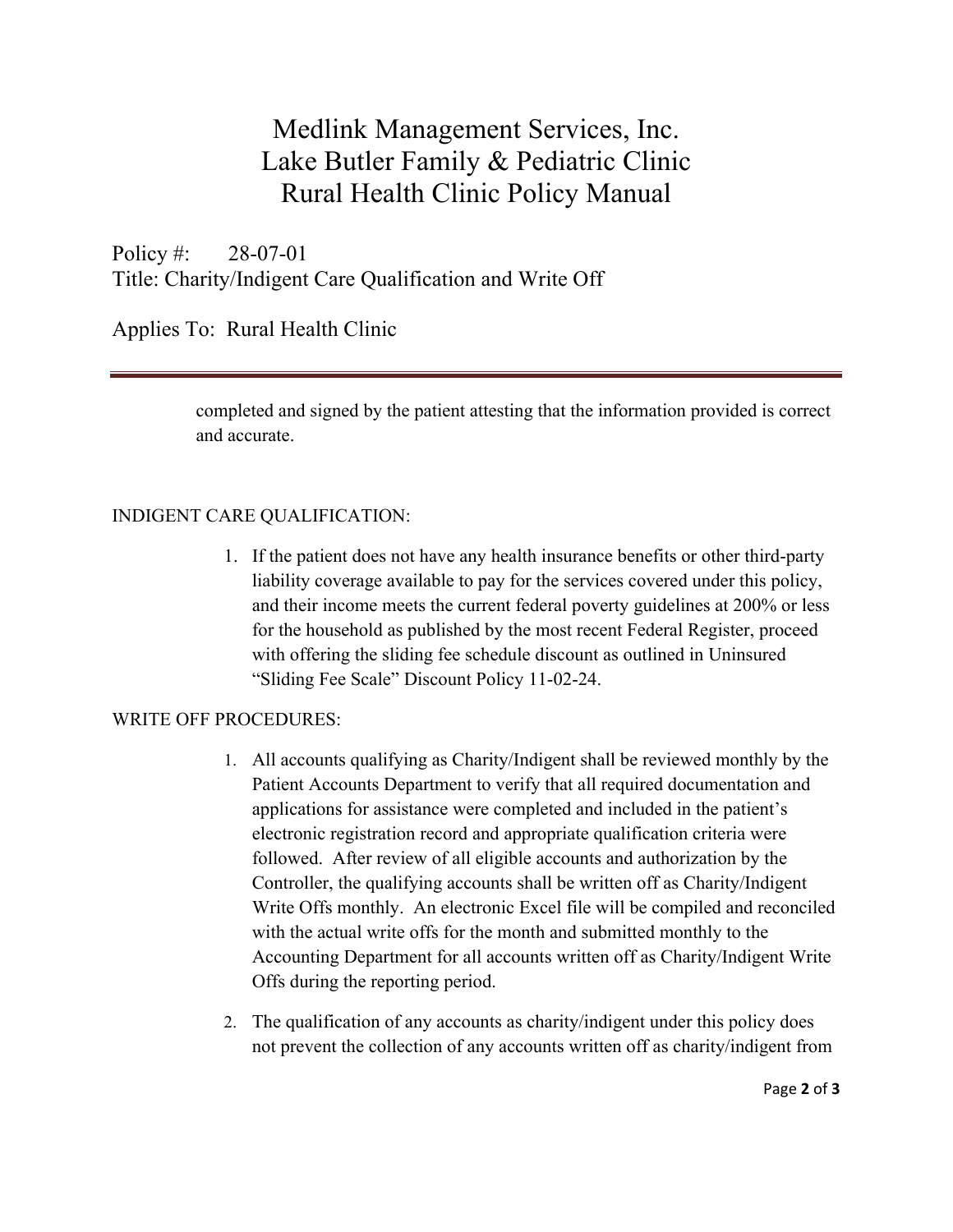completed and signed by the patient attesting that the information provided is correct and accurate.

## INDIGENT CARE QUALIFICATION:

1. If the patient does not have any health insurance benefits or other third-party liability coverage available to pay for the services covered under this policy, and their income meets the current federal poverty guidelines at 200% or less for the household as published by the most recent Federal Register, proceed with offering the sliding fee schedule discount as outlined in Uninsured "Sliding Fee Scale" Discount Policy 11-02-24.

## WRITE OFF PROCEDURES:

1. All accounts qualifying as Charity/Indigent shall be reviewed monthly by the Patient Accounts Department to verify that all required documentation and applications for assistance were completed and included in the patient's electronic registration record and appropriate qualification criteria were followed. After review of all eligible accounts and authorization by the Controller, the qualifying accounts shall be written off as Charity/Indigent Write Offs monthly. An electronic Excel file will be compiled and reconciled with the actual write offs for the month and submitted monthly to the Accounting Department for all accounts written off as Charity/Indigent Write Offs during the reporting period.

2. The qualification of any accounts as charity/indigent under this policy does not prevent the collection of any accounts written off as charity/indigent from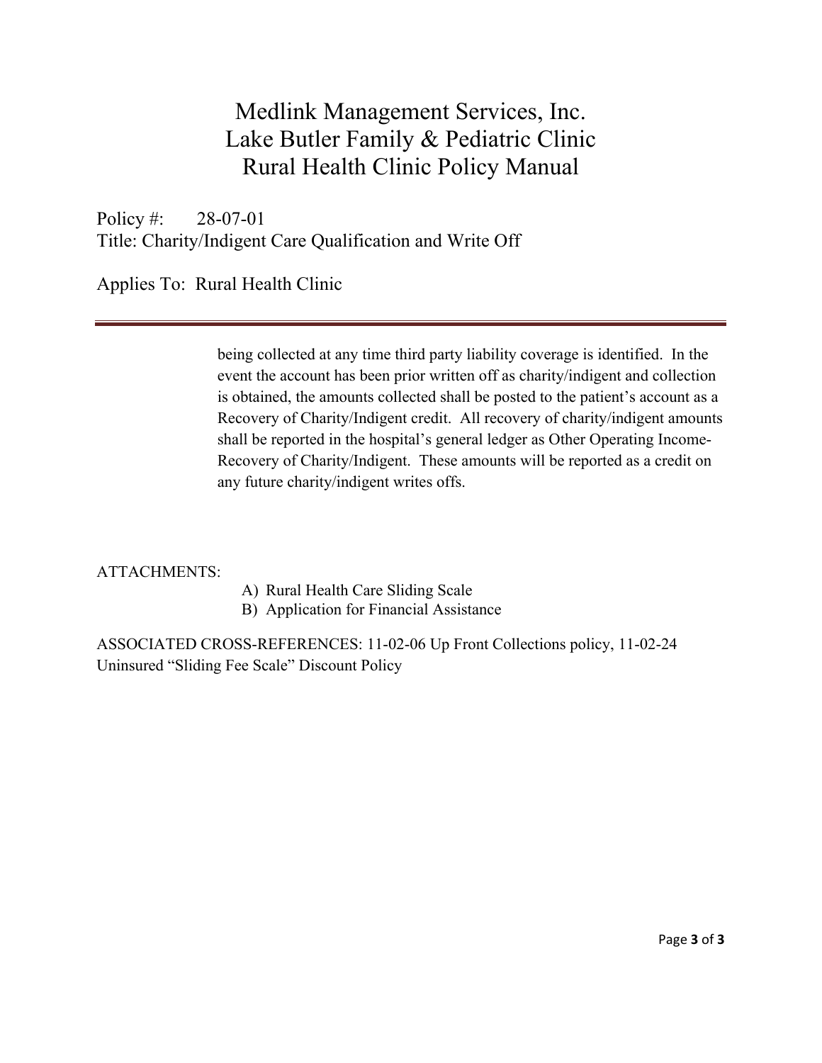being collected at any time third party liability coverage is identified. In the event the account has been prior written off as charity/indigent and collection is obtained, the amounts collected shall be posted to the patient's account as a Recovery of Charity/Indigent credit. All recovery of charity/indigent amounts shall be reported in the hospital's general ledger as Other Operating Income-Recovery of Charity/Indigent. These amounts will be reported as a credit on any future charity/indigent writes offs.

ATTACHMENTS:

A) Rural Health Care Sliding Scale
B) Application for Financial Assistance

ASSOCIATED CROSS-REFERENCES: 11-02-06 Up Front Collections policy, 11-02-24 Uninsured "Sliding Fee Scale" Discount Policy